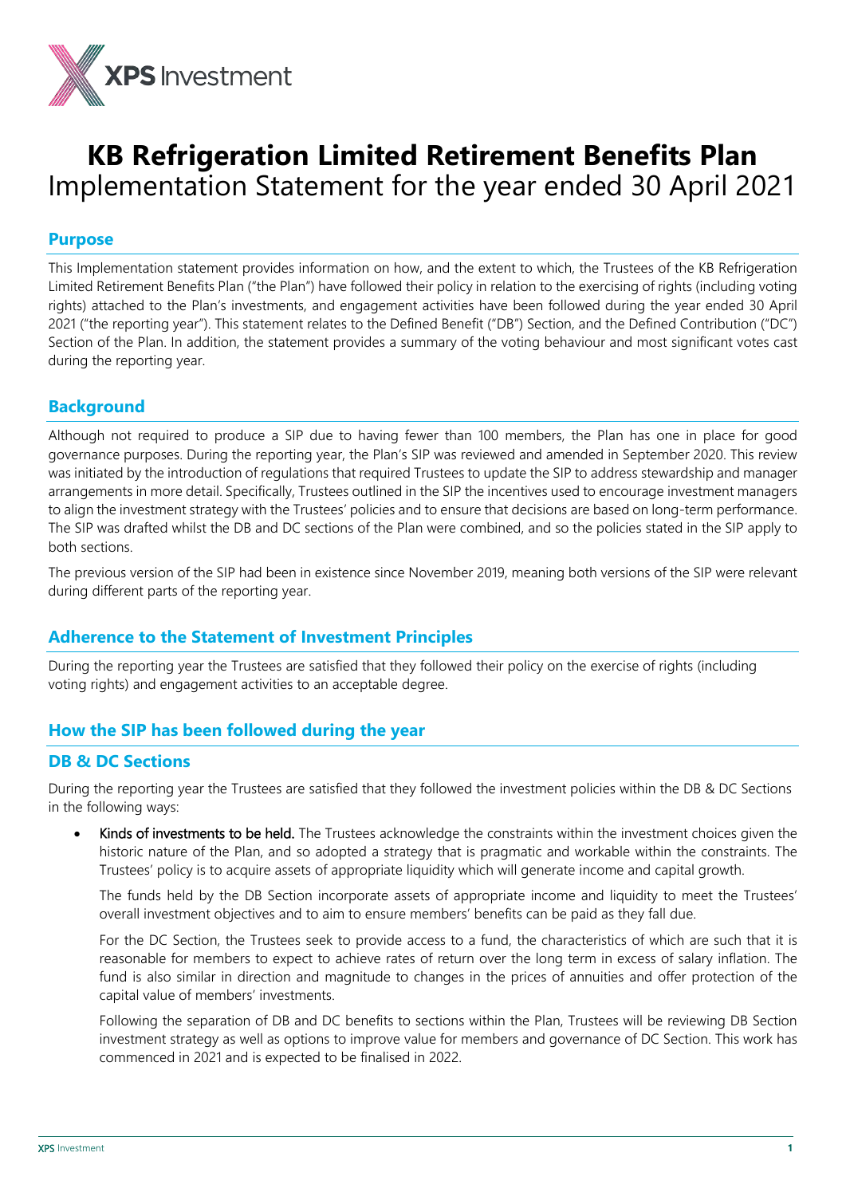# KB Refrigeration Limited Retirement Benefits Plan

Implementation Statement for the year ended 30 April 2021

## Purpose

This Implementation statement provides information on how, and the extent to which, the Trustees of the KB Refrigeration Limited Retirement Benefits Plan ("the Plan") have followed their policy in relation to the exercising of rights (including voting rights) attached to the Plan's investments, and engagement activities have been followed during the year ended 30 April 2021 ("the reporting year"). This statement relates to the Defined Benefit ("DB") Section, and the Defined Contribution ("DC") Section of the Plan. In addition, the statement provides a summary of the voting behaviour and most significant votes cast during the reporting year.

## Background

Although not required to produce a SIP due to having fewer than 100 members, the Plan has one in place for good governance purposes. During the reporting year, the Plan's SIP was reviewed and amended in September 2020. This review was initiated by the introduction of regulations that required Trustees to update the SIP to address stewardship and manager arrangements in more detail. Specifically, Trustees outlined in the SIP the incentives used to encourage investment managers to align the investment strategy with the Trustees' policies and to ensure that decisions are based on long-term performance. The SIP was drafted whilst the DB and DC sections of the Plan were combined, and so the policies stated in the SIP apply to both sections.

The previous version of the SIP had been in existence since November 2019, meaning both versions of the SIP were relevant during different parts of the reporting year.

## Adherence to the Statement of Investment Principles

During the reporting year the Trustees are satisfied that they followed their policy on the exercise of rights (including voting rights) and engagement activities to an acceptable degree.

## How the SIP has been followed during the year

### DB & DC Sections

During the reporting year the Trustees are satisfied that they followed the investment policies within the DB & DC Sections in the following ways:

- **Kinds of investments to be held.** The Trustees acknowledge the constraints within the investment choices given the historic nature of the Plan, and so adopted a strategy that is pragmatic and workable within the constraints. The Trustees' policy is to acquire assets of appropriate liquidity which will generate income and capital growth.

  The funds held by the DB Section incorporate assets of appropriate income and liquidity to meet the Trustees' overall investment objectives and to aim to ensure members' benefits can be paid as they fall due.

  For the DC Section, the Trustees seek to provide access to a fund, the characteristics of which are such that it is reasonable for members to expect to achieve rates of return over the long term in excess of salary inflation. The fund is also similar in direction and magnitude to changes in the prices of annuities and offer protection of the capital value of members' investments.

  Following the separation of DB and DC benefits to sections within the Plan, Trustees will be reviewing DB Section investment strategy as well as options to improve value for members and governance of DC Section. This work has commenced in 2021 and is expected to be finalised in 2022.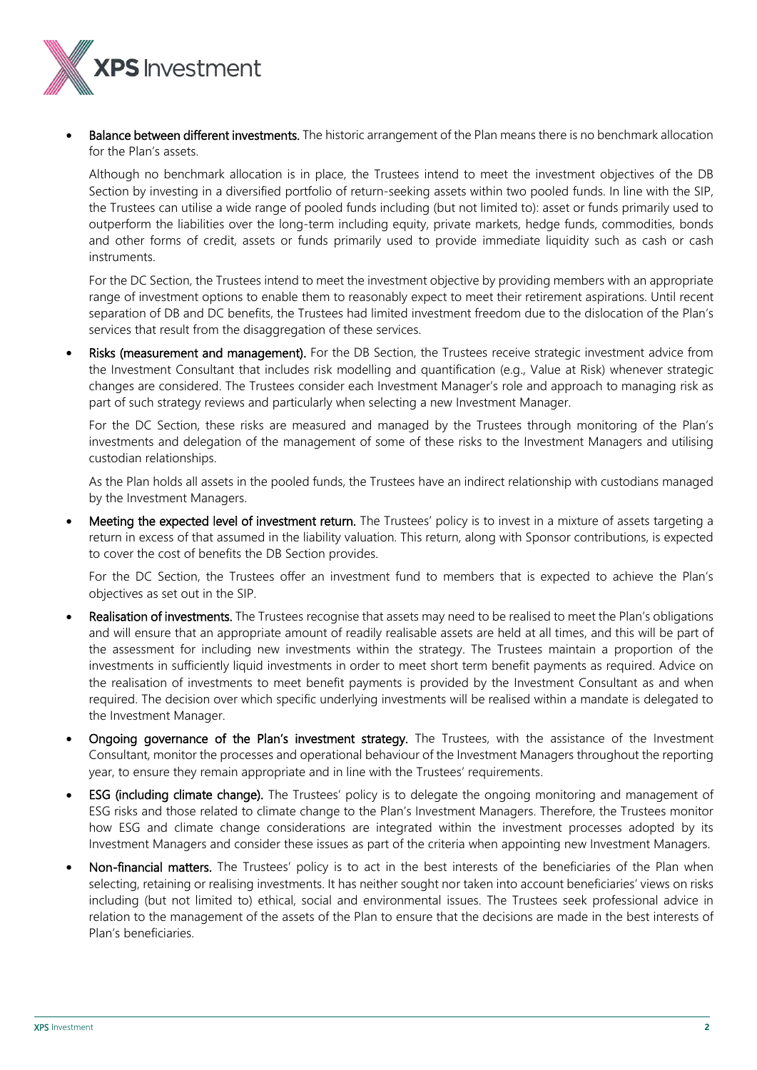- **Balance between different investments.** The historic arrangement of the Plan means there is no benchmark allocation for the Plan's assets.

  Although no benchmark allocation is in place, the Trustees intend to meet the investment objectives of the DB Section by investing in a diversified portfolio of return-seeking assets within two pooled funds. In line with the SIP, the Trustees can utilise a wide range of pooled funds including (but not limited to): asset or funds primarily used to outperform the liabilities over the long-term including equity, private markets, hedge funds, commodities, bonds and other forms of credit, assets or funds primarily used to provide immediate liquidity such as cash or cash instruments.

  For the DC Section, the Trustees intend to meet the investment objective by providing members with an appropriate range of investment options to enable them to reasonably expect to meet their retirement aspirations. Until recent separation of DB and DC benefits, the Trustees had limited investment freedom due to the dislocation of the Plan's services that result from the disaggregation of these services.

- **Risks (measurement and management).** For the DB Section, the Trustees receive strategic investment advice from the Investment Consultant that includes risk modelling and quantification (e.g., Value at Risk) whenever strategic changes are considered. The Trustees consider each Investment Manager's role and approach to managing risk as part of such strategy reviews and particularly when selecting a new Investment Manager.

  For the DC Section, these risks are measured and managed by the Trustees through monitoring of the Plan's investments and delegation of the management of some of these risks to the Investment Managers and utilising custodian relationships.

  As the Plan holds all assets in the pooled funds, the Trustees have an indirect relationship with custodians managed by the Investment Managers.

- **Meeting the expected level of investment return.** The Trustees' policy is to invest in a mixture of assets targeting a return in excess of that assumed in the liability valuation. This return, along with Sponsor contributions, is expected to cover the cost of benefits the DB Section provides.

  For the DC Section, the Trustees offer an investment fund to members that is expected to achieve the Plan's objectives as set out in the SIP.

- **Realisation of investments.** The Trustees recognise that assets may need to be realised to meet the Plan's obligations and will ensure that an appropriate amount of readily realisable assets are held at all times, and this will be part of the assessment for including new investments within the strategy. The Trustees maintain a proportion of the investments in sufficiently liquid investments in order to meet short term benefit payments as required. Advice on the realisation of investments to meet benefit payments is provided by the Investment Consultant as and when required. The decision over which specific underlying investments will be realised within a mandate is delegated to the Investment Manager.

- **Ongoing governance of the Plan's investment strategy.** The Trustees, with the assistance of the Investment Consultant, monitor the processes and operational behaviour of the Investment Managers throughout the reporting year, to ensure they remain appropriate and in line with the Trustees' requirements.

- **ESG (including climate change).** The Trustees' policy is to delegate the ongoing monitoring and management of ESG risks and those related to climate change to the Plan's Investment Managers. Therefore, the Trustees monitor how ESG and climate change considerations are integrated within the investment processes adopted by its Investment Managers and consider these issues as part of the criteria when appointing new Investment Managers.

- **Non-financial matters.** The Trustees' policy is to act in the best interests of the beneficiaries of the Plan when selecting, retaining or realising investments. It has neither sought nor taken into account beneficiaries' views on risks including (but not limited to) ethical, social and environmental issues. The Trustees seek professional advice in relation to the management of the assets of the Plan to ensure that the decisions are made in the best interests of Plan's beneficiaries.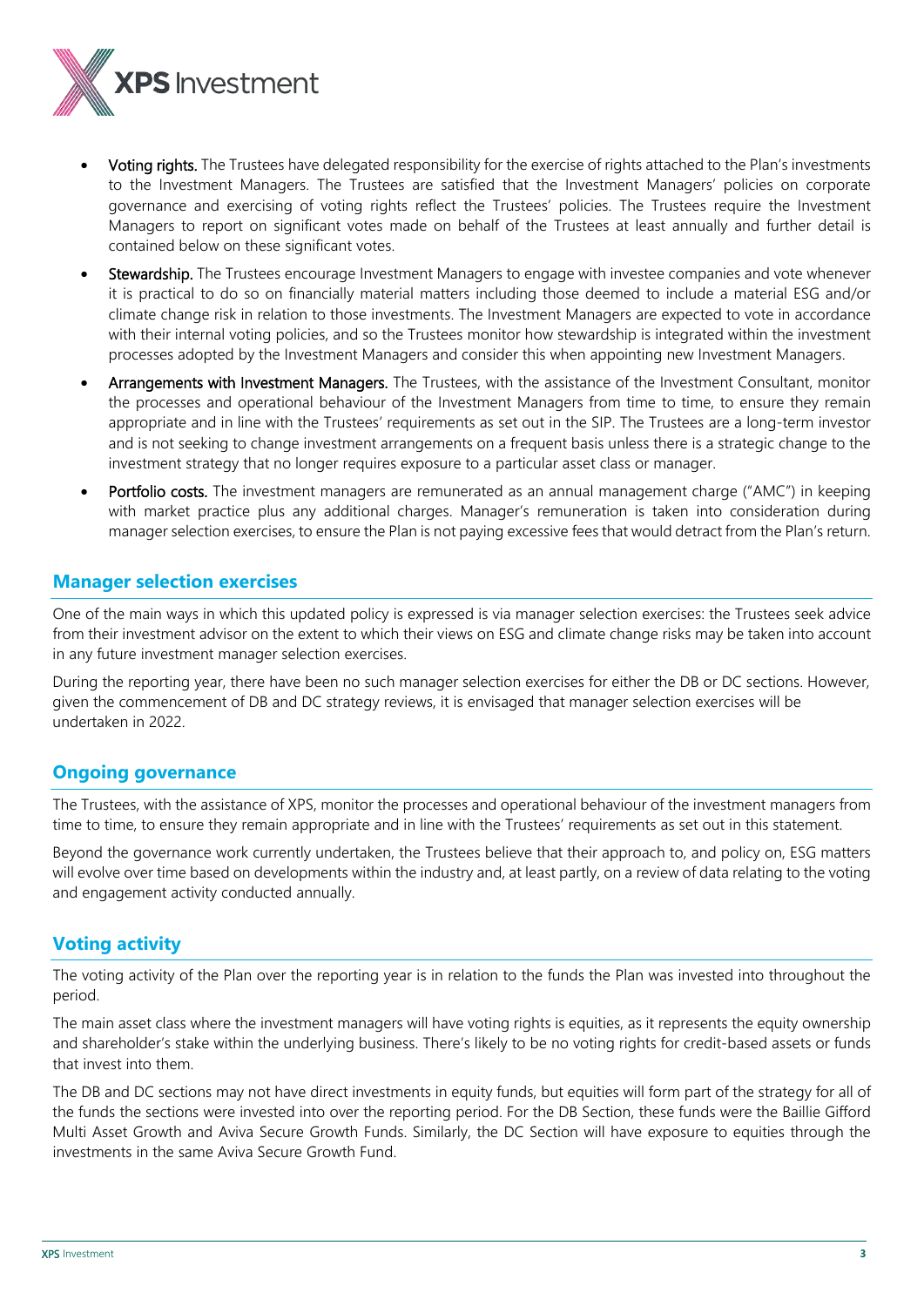- **Voting rights.** The Trustees have delegated responsibility for the exercise of rights attached to the Plan's investments to the Investment Managers. The Trustees are satisfied that the Investment Managers' policies on corporate governance and exercising of voting rights reflect the Trustees' policies. The Trustees require the Investment Managers to report on significant votes made on behalf of the Trustees at least annually and further detail is contained below on these significant votes.
- **Stewardship.** The Trustees encourage Investment Managers to engage with investee companies and vote whenever it is practical to do so on financially material matters including those deemed to include a material ESG and/or climate change risk in relation to those investments. The Investment Managers are expected to vote in accordance with their internal voting policies, and so the Trustees monitor how stewardship is integrated within the investment processes adopted by the Investment Managers and consider this when appointing new Investment Managers.
- **Arrangements with Investment Managers.** The Trustees, with the assistance of the Investment Consultant, monitor the processes and operational behaviour of the Investment Managers from time to time, to ensure they remain appropriate and in line with the Trustees' requirements as set out in the SIP. The Trustees are a long-term investor and is not seeking to change investment arrangements on a frequent basis unless there is a strategic change to the investment strategy that no longer requires exposure to a particular asset class or manager.
- **Portfolio costs.** The investment managers are remunerated as an annual management charge ("AMC") in keeping with market practice plus any additional charges. Manager's remuneration is taken into consideration during manager selection exercises, to ensure the Plan is not paying excessive fees that would detract from the Plan's return.

## Manager selection exercises

One of the main ways in which this updated policy is expressed is via manager selection exercises: the Trustees seek advice from their investment advisor on the extent to which their views on ESG and climate change risks may be taken into account in any future investment manager selection exercises.

During the reporting year, there have been no such manager selection exercises for either the DB or DC sections. However, given the commencement of DB and DC strategy reviews, it is envisaged that manager selection exercises will be undertaken in 2022.

## Ongoing governance

The Trustees, with the assistance of XPS, monitor the processes and operational behaviour of the investment managers from time to time, to ensure they remain appropriate and in line with the Trustees' requirements as set out in this statement.

Beyond the governance work currently undertaken, the Trustees believe that their approach to, and policy on, ESG matters will evolve over time based on developments within the industry and, at least partly, on a review of data relating to the voting and engagement activity conducted annually.

## Voting activity

The voting activity of the Plan over the reporting year is in relation to the funds the Plan was invested into throughout the period.

The main asset class where the investment managers will have voting rights is equities, as it represents the equity ownership and shareholder's stake within the underlying business. There's likely to be no voting rights for credit-based assets or funds that invest into them.

The DB and DC sections may not have direct investments in equity funds, but equities will form part of the strategy for all of the funds the sections were invested into over the reporting period. For the DB Section, these funds were the Baillie Gifford Multi Asset Growth and Aviva Secure Growth Funds. Similarly, the DC Section will have exposure to equities through the investments in the same Aviva Secure Growth Fund.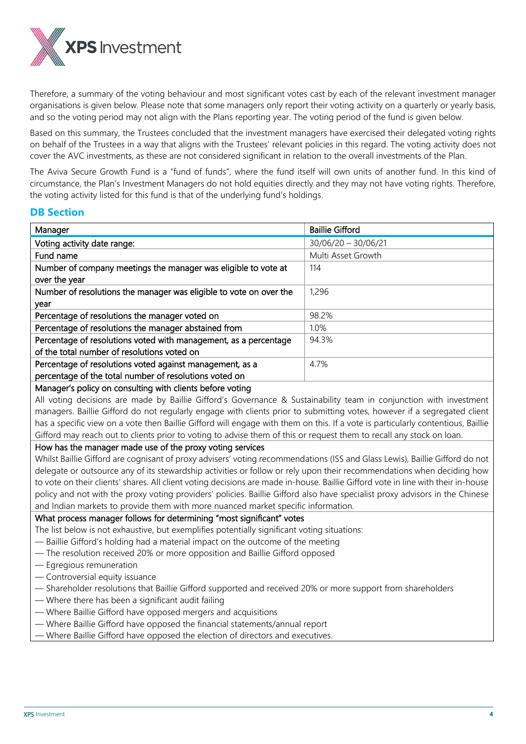Therefore, a summary of the voting behaviour and most significant votes cast by each of the relevant investment manager organisations is given below. Please note that some managers only report their voting activity on a quarterly or yearly basis, and so the voting period may not align with the Plans reporting year. The voting period of the fund is given below.

Based on this summary, the Trustees concluded that the investment managers have exercised their delegated voting rights on behalf of the Trustees in a way that aligns with the Trustees' relevant policies in this regard. The voting activity does not cover the AVC investments, as these are not considered significant in relation to the overall investments of the Plan.

The Aviva Secure Growth Fund is a "fund of funds", where the fund itself will own units of another fund. In this kind of circumstance, the Plan's Investment Managers do not hold equities directly and they may not have voting rights. Therefore, the voting activity listed for this fund is that of the underlying fund's holdings.

## DB Section

| Manager | Baillie Gifford |
|---|---|
| Voting activity date range: | 30/06/20 – 30/06/21 |
| Fund name | Multi Asset Growth |
| Number of company meetings the manager was eligible to vote at over the year | 114 |
| Number of resolutions the manager was eligible to vote on over the year | 1,296 |
| Percentage of resolutions the manager voted on | 98.2% |
| Percentage of resolutions the manager abstained from | 1.0% |
| Percentage of resolutions voted with management, as a percentage of the total number of resolutions voted on | 94.3% |
| Percentage of resolutions voted against management, as a percentage of the total number of resolutions voted on | 4.7% |

**Manager's policy on consulting with clients before voting**

All voting decisions are made by Baillie Gifford's Governance & Sustainability team in conjunction with investment managers. Baillie Gifford do not regularly engage with clients prior to submitting votes, however if a segregated client has a specific view on a vote then Baillie Gifford will engage with them on this. If a vote is particularly contentious, Baillie Gifford may reach out to clients prior to voting to advise them of this or request them to recall any stock on loan.

**How has the manager made use of the proxy voting services**

Whilst Baillie Gifford are cognisant of proxy advisers' voting recommendations (ISS and Glass Lewis), Baillie Gifford do not delegate or outsource any of its stewardship activities or follow or rely upon their recommendations when deciding how to vote on their clients' shares. All client voting decisions are made in-house. Baillie Gifford vote in line with their in-house policy and not with the proxy voting providers' policies. Baillie Gifford also have specialist proxy advisors in the Chinese and Indian markets to provide them with more nuanced market specific information.

**What process manager follows for determining "most significant" votes**

The list below is not exhaustive, but exemplifies potentially significant voting situations:

- Baillie Gifford's holding had a material impact on the outcome of the meeting
- The resolution received 20% or more opposition and Baillie Gifford opposed
- Egregious remuneration
- Controversial equity issuance
- Shareholder resolutions that Baillie Gifford supported and received 20% or more support from shareholders
- Where there has been a significant audit failing
- Where Baillie Gifford have opposed mergers and acquisitions
- Where Baillie Gifford have opposed the financial statements/annual report
- Where Baillie Gifford have opposed the election of directors and executives.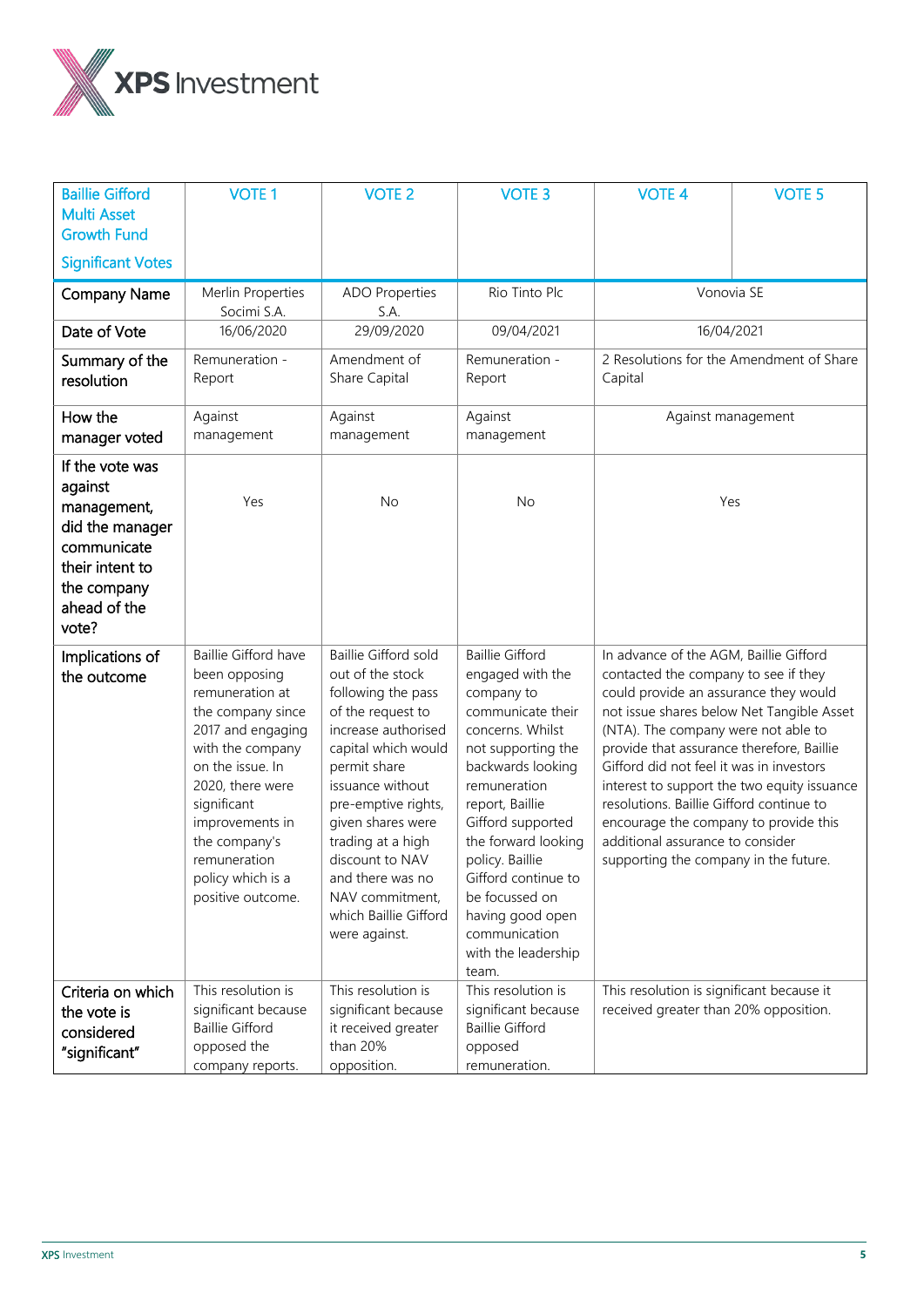| Baillie Gifford Multi Asset Growth Fund<br><br>Significant Votes | VOTE 1 | VOTE 2 | VOTE 3 | VOTE 4 | VOTE 5 |
|---|---|---|---|---|---|
| Company Name | Merlin Properties Socimi S.A. | ADO Properties S.A. | Rio Tinto Plc | Vonovia SE | |
| Date of Vote | 16/06/2020 | 29/09/2020 | 09/04/2021 | 16/04/2021 | |
| Summary of the resolution | Remuneration - Report | Amendment of Share Capital | Remuneration - Report | 2 Resolutions for the Amendment of Share Capital | |
| How the manager voted | Against management | Against management | Against management | Against management | |
| If the vote was against management, did the manager communicate their intent to the company ahead of the vote? | Yes | No | No | Yes | |
| Implications of the outcome | Baillie Gifford have been opposing remuneration at the company since 2017 and engaging with the company on the issue. In 2020, there were significant improvements in the company's remuneration policy which is a positive outcome. | Baillie Gifford sold out of the stock following the pass of the request to increase authorised capital which would permit share issuance without pre-emptive rights, given shares were trading at a high discount to NAV and there was no NAV commitment, which Baillie Gifford were against. | Baillie Gifford engaged with the company to communicate their concerns. Whilst not supporting the backwards looking remuneration report, Baillie Gifford supported the forward looking policy. Baillie Gifford continue to be focussed on having good open communication with the leadership team. | In advance of the AGM, Baillie Gifford contacted the company to see if they could provide an assurance they would not issue shares below Net Tangible Asset (NTA). The company were not able to provide that assurance therefore, Baillie Gifford did not feel it was in investors interest to support the two equity issuance resolutions. Baillie Gifford continue to encourage the company to provide this additional assurance to consider supporting the company in the future. | |
| Criteria on which the vote is considered "significant" | This resolution is significant because Baillie Gifford opposed the company reports. | This resolution is significant because it received greater than 20% opposition. | This resolution is significant because Baillie Gifford opposed remuneration. | This resolution is significant because it received greater than 20% opposition. | |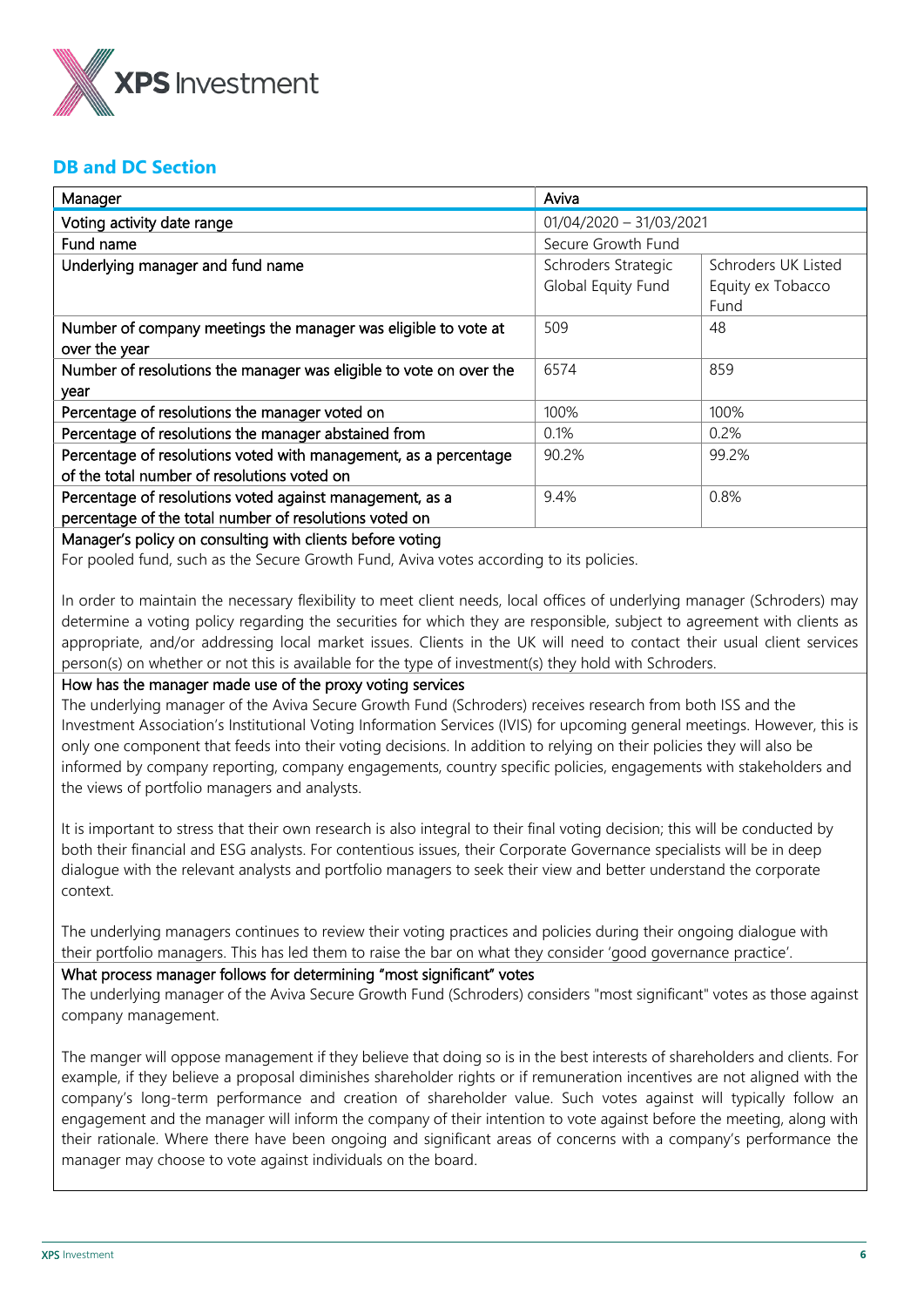## DB and DC Section

| Manager | Aviva | |
|---|---|---|
| Voting activity date range | 01/04/2020 – 31/03/2021 | |
| Fund name | Secure Growth Fund | |
| Underlying manager and fund name | Schroders Strategic Global Equity Fund | Schroders UK Listed Equity ex Tobacco Fund |
| Number of company meetings the manager was eligible to vote at over the year | 509 | 48 |
| Number of resolutions the manager was eligible to vote on over the year | 6574 | 859 |
| Percentage of resolutions the manager voted on | 100% | 100% |
| Percentage of resolutions the manager abstained from | 0.1% | 0.2% |
| Percentage of resolutions voted with management, as a percentage of the total number of resolutions voted on | 90.2% | 99.2% |
| Percentage of resolutions voted against management, as a percentage of the total number of resolutions voted on | 9.4% | 0.8% |

**Manager's policy on consulting with clients before voting**

For pooled fund, such as the Secure Growth Fund, Aviva votes according to its policies.

In order to maintain the necessary flexibility to meet client needs, local offices of underlying manager (Schroders) may determine a voting policy regarding the securities for which they are responsible, subject to agreement with clients as appropriate, and/or addressing local market issues. Clients in the UK will need to contact their usual client services person(s) on whether or not this is available for the type of investment(s) they hold with Schroders.

**How has the manager made use of the proxy voting services**

The underlying manager of the Aviva Secure Growth Fund (Schroders) receives research from both ISS and the Investment Association's Institutional Voting Information Services (IVIS) for upcoming general meetings. However, this is only one component that feeds into their voting decisions. In addition to relying on their policies they will also be informed by company reporting, company engagements, country specific policies, engagements with stakeholders and the views of portfolio managers and analysts.

It is important to stress that their own research is also integral to their final voting decision; this will be conducted by both their financial and ESG analysts. For contentious issues, their Corporate Governance specialists will be in deep dialogue with the relevant analysts and portfolio managers to seek their view and better understand the corporate context.

The underlying managers continues to review their voting practices and policies during their ongoing dialogue with their portfolio managers. This has led them to raise the bar on what they consider 'good governance practice'.

**What process manager follows for determining "most significant" votes**

The underlying manager of the Aviva Secure Growth Fund (Schroders) considers "most significant" votes as those against company management.

The manger will oppose management if they believe that doing so is in the best interests of shareholders and clients. For example, if they believe a proposal diminishes shareholder rights or if remuneration incentives are not aligned with the company's long-term performance and creation of shareholder value. Such votes against will typically follow an engagement and the manager will inform the company of their intention to vote against before the meeting, along with their rationale. Where there have been ongoing and significant areas of concerns with a company's performance the manager may choose to vote against individuals on the board.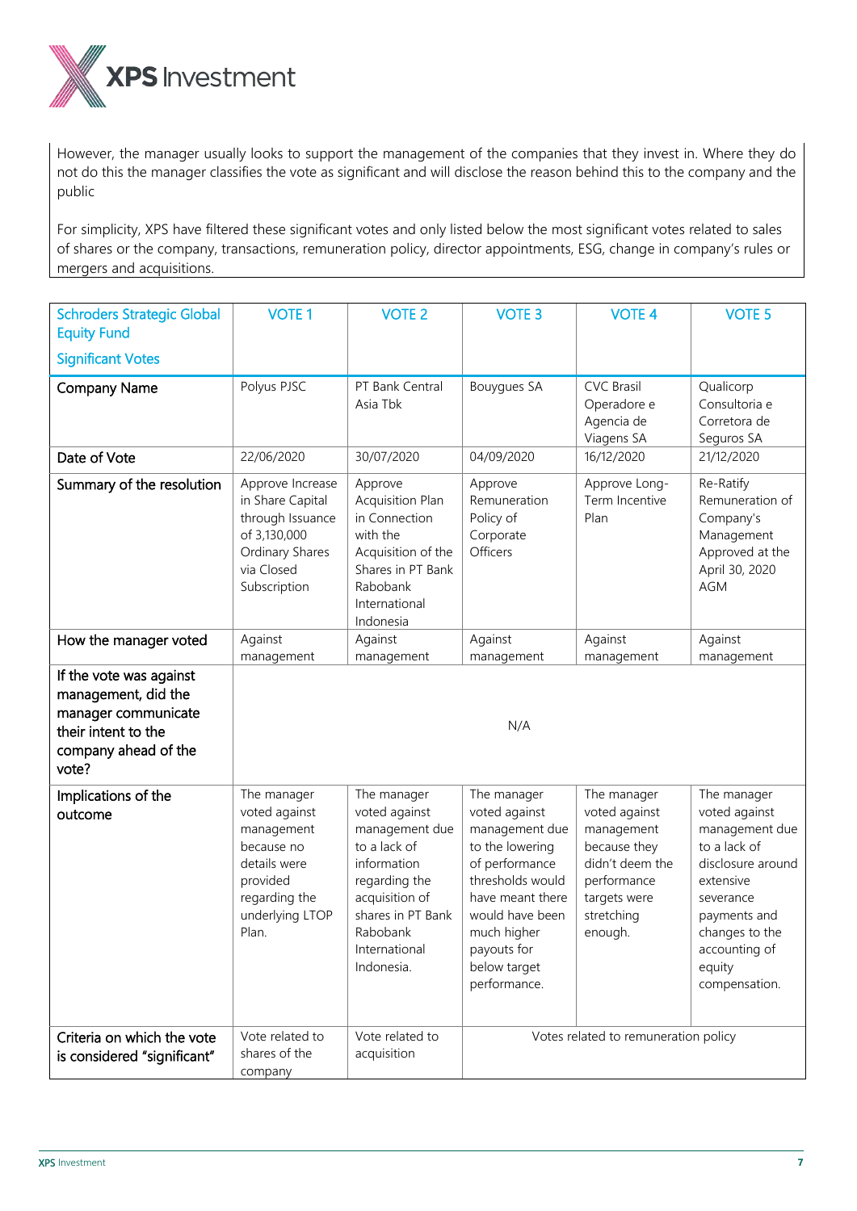However, the manager usually looks to support the management of the companies that they invest in. Where they do not do this the manager classifies the vote as significant and will disclose the reason behind this to the company and the public

For simplicity, XPS have filtered these significant votes and only listed below the most significant votes related to sales of shares or the company, transactions, remuneration policy, director appointments, ESG, change in company's rules or mergers and acquisitions.

| Schroders Strategic Global Equity Fund Significant Votes | VOTE 1 | VOTE 2 | VOTE 3 | VOTE 4 | VOTE 5 |
|---|---|---|---|---|---|
| Company Name | Polyus PJSC | PT Bank Central Asia Tbk | Bouygues SA | CVC Brasil Operadore e Agencia de Viagens SA | Qualicorp Consultoria e Corretora de Seguros SA |
| Date of Vote | 22/06/2020 | 30/07/2020 | 04/09/2020 | 16/12/2020 | 21/12/2020 |
| Summary of the resolution | Approve Increase in Share Capital through Issuance of 3,130,000 Ordinary Shares via Closed Subscription | Approve Acquisition Plan in Connection with the Acquisition of the Shares in PT Bank Rabobank International Indonesia | Approve Remuneration Policy of Corporate Officers | Approve Long-Term Incentive Plan | Re-Ratify Remuneration of Company's Management Approved at the April 30, 2020 AGM |
| How the manager voted | Against management | Against management | Against management | Against management | Against management |
| If the vote was against management, did the manager communicate their intent to the company ahead of the vote? | N/A | | | | |
| Implications of the outcome | The manager voted against management because no details were provided regarding the underlying LTOP Plan. | The manager voted against management due to a lack of information regarding the acquisition of shares in PT Bank Rabobank International Indonesia. | The manager voted against management due to the lowering of performance thresholds would have meant there would have been much higher payouts for below target performance. | The manager voted against management because they didn't deem the performance targets were stretching enough. | The manager voted against management due to a lack of disclosure around extensive severance payments and changes to the accounting of equity compensation. |
| Criteria on which the vote is considered "significant" | Vote related to shares of the company | Vote related to acquisition | Votes related to remuneration policy | | |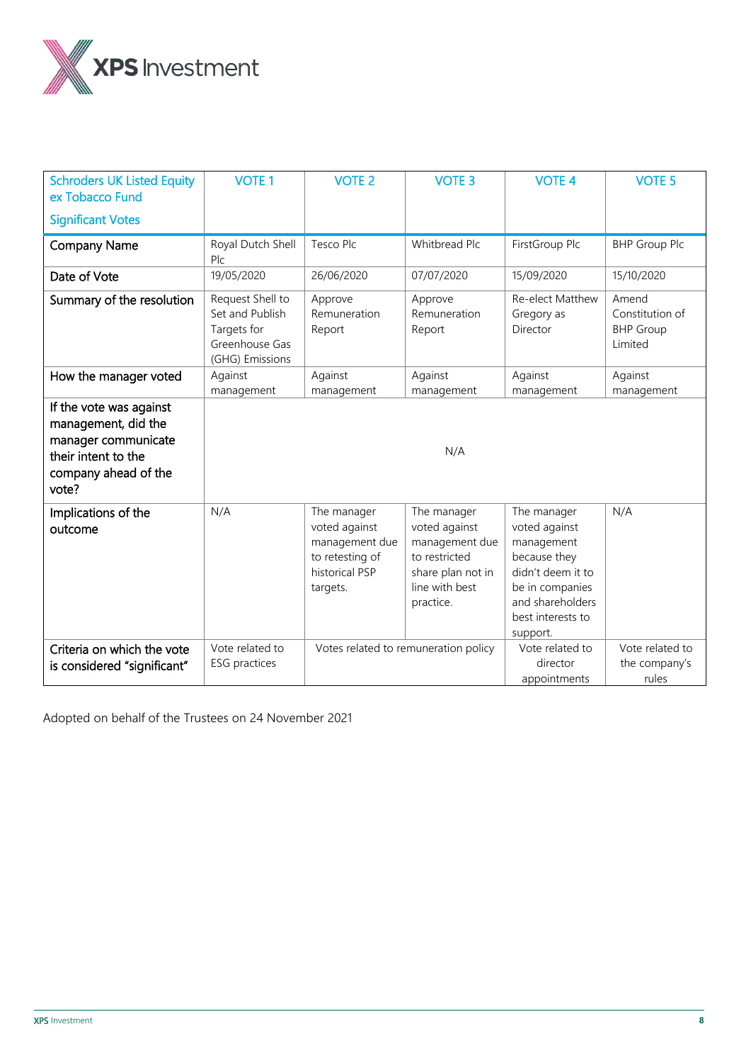| Schroders UK Listed Equity ex Tobacco Fund Significant Votes | VOTE 1 | VOTE 2 | VOTE 3 | VOTE 4 | VOTE 5 |
|---|---|---|---|---|---|
| Company Name | Royal Dutch Shell Plc | Tesco Plc | Whitbread Plc | FirstGroup Plc | BHP Group Plc |
| Date of Vote | 19/05/2020 | 26/06/2020 | 07/07/2020 | 15/09/2020 | 15/10/2020 |
| Summary of the resolution | Request Shell to Set and Publish Targets for Greenhouse Gas (GHG) Emissions | Approve Remuneration Report | Approve Remuneration Report | Re-elect Matthew Gregory as Director | Amend Constitution of BHP Group Limited |
| How the manager voted | Against management | Against management | Against management | Against management | Against management |
| If the vote was against management, did the manager communicate their intent to the company ahead of the vote? | N/A | | | | |
| Implications of the outcome | N/A | The manager voted against management due to retesting of historical PSP targets. | The manager voted against management due to restricted share plan not in line with best practice. | The manager voted against management because they didn't deem it to be in companies and shareholders best interests to support. | N/A |
| Criteria on which the vote is considered "significant" | Vote related to ESG practices | Votes related to remuneration policy | | Vote related to director appointments | Vote related to the company's rules |

Adopted on behalf of the Trustees on 24 November 2021